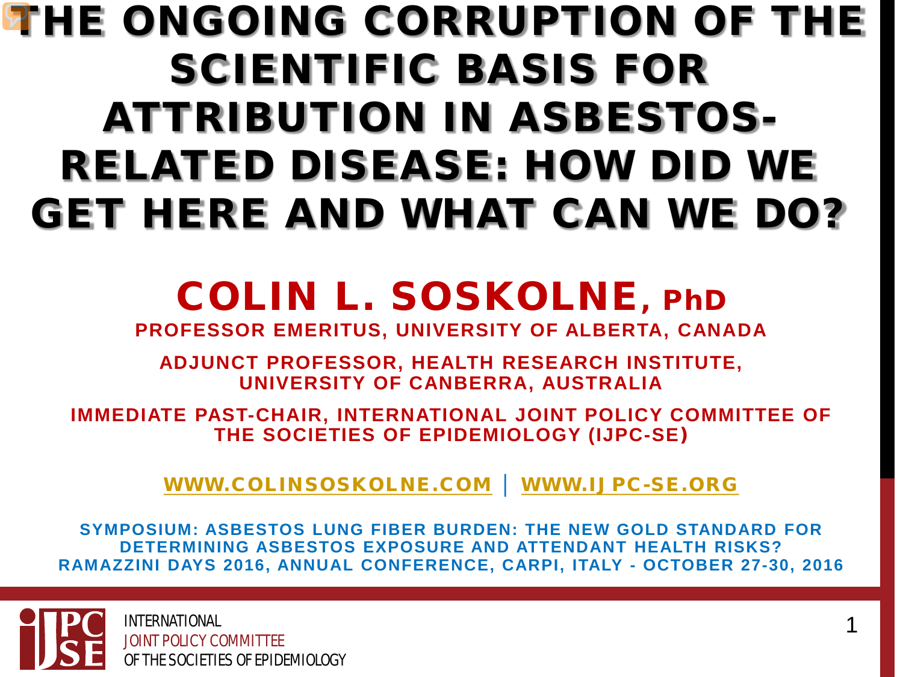# THE ONGOING CORRUPTION OF THE SCIENTIFIC BASIS FOR ATTRIBUTION IN ASBESTOS-RELATED DISEASE: HOW DID WE GET HERE AND WHAT CAN WE DO?

## COLIN L. SOSKOLNE, PhD

**PROFESSOR EMERITUS, UNIVERSITY OF ALBERTA, CANADA**

**ADJUNCT PROFESSOR, HEALTH RESEARCH INSTITUTE, UNIVERSITY OF CANBERRA, AUSTRALIA**

**IMMEDIATE PAST-CHAIR, INTERNATIONAL JOINT POLICY COMMITTEE OF THE SOCIETIES OF EPIDEMIOLOGY (IJPC-SE)**

**WWW.COLINSOSKOLNE.COM | WWW.IJPC-SE.ORG**

**SYMPOSIUM: ASBESTOS LUNG FIBER BURDEN: THE NEW GOLD STANDARD FOR DETERMINING ASBESTOS EXPOSURE AND ATTENDANT HEALTH RISKS?**
**RAMAZZINI DAYS 2016, ANNUAL CONFERENCE, CARPI, ITALY - OCTOBER 27-30, 2016**

INTERNATIONAL
JOINT POLICY COMMITTEE
OF THE SOCIETIES OF EPIDEMIOLOGY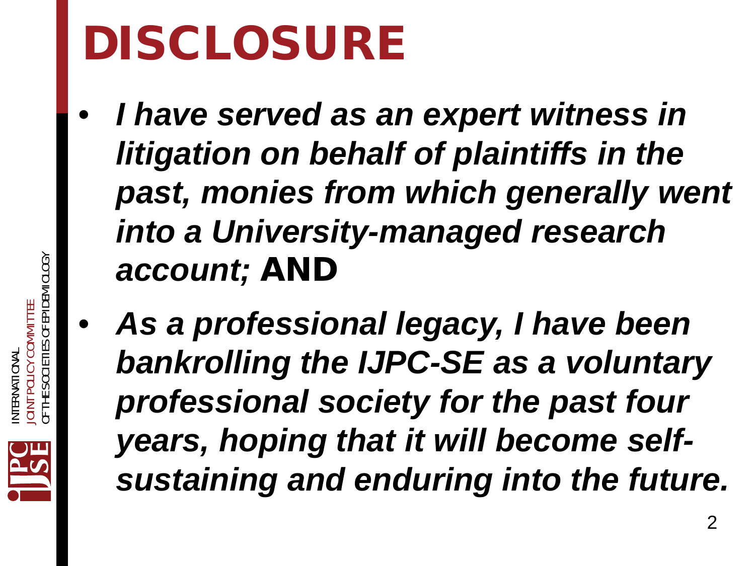# DISCLOSURE

- ***I have served as an expert witness in litigation on behalf of plaintiffs in the past, monies from which generally went into a University-managed research account;*** **AND**
- ***As a professional legacy, I have been bankrolling the IJPC-SE as a voluntary professional society for the past four years, hoping that it will become self-sustaining and enduring into the future.***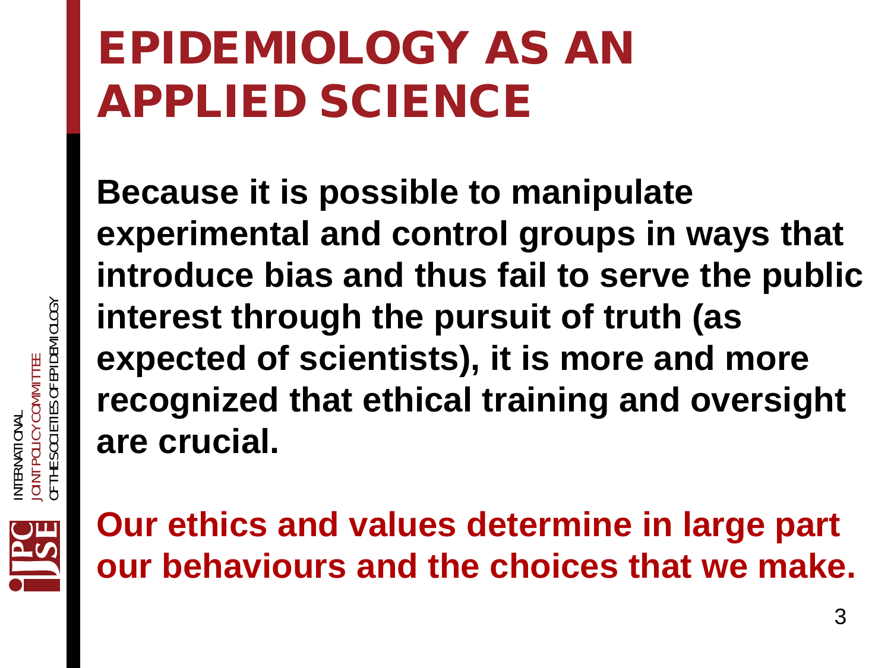# EPIDEMIOLOGY AS AN APPLIED SCIENCE

**Because it is possible to manipulate experimental and control groups in ways that introduce bias and thus fail to serve the public interest through the pursuit of truth (as expected of scientists), it is more and more recognized that ethical training and oversight are crucial.**

**Our ethics and values determine in large part our behaviours and the choices that we make.**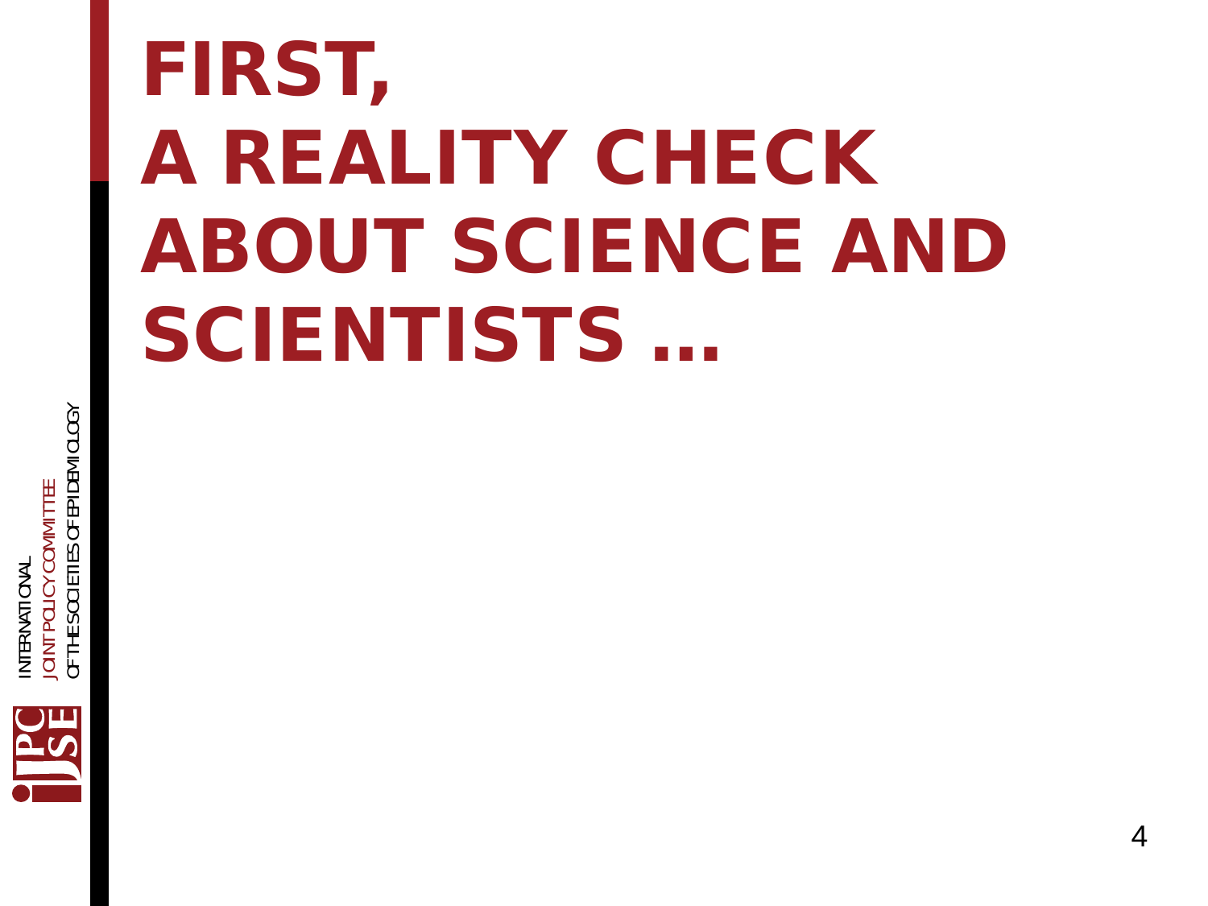# FIRST, A REALITY CHECK ABOUT SCIENCE AND SCIENTISTS …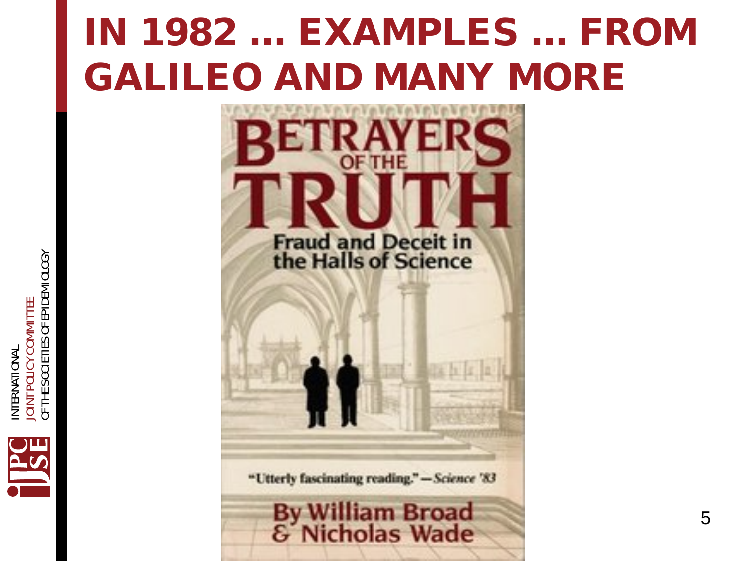# IN 1982 … EXAMPLES … FROM GALILEO AND MANY MORE

BETRAYERS OF THE TRUTH

Fraud and Deceit in the Halls of Science

"Utterly fascinating reading." — *Science '83*

By William Broad & Nicholas Wade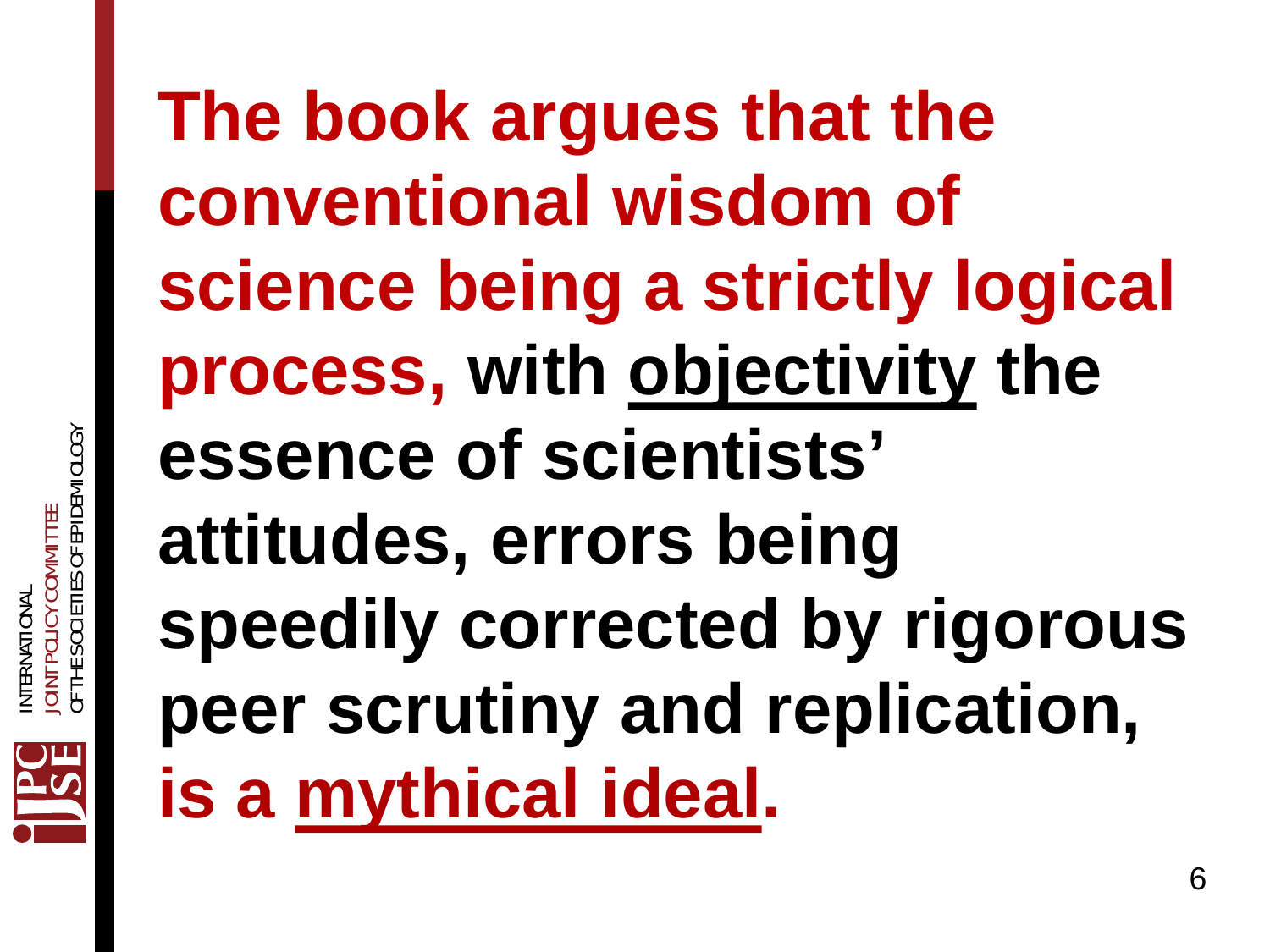**The book argues that the conventional wisdom of science being a strictly logical process, with <u>objectivity</u> the essence of scientists' attitudes, errors being speedily corrected by rigorous peer scrutiny and replication, is a <u>mythical ideal</u>.**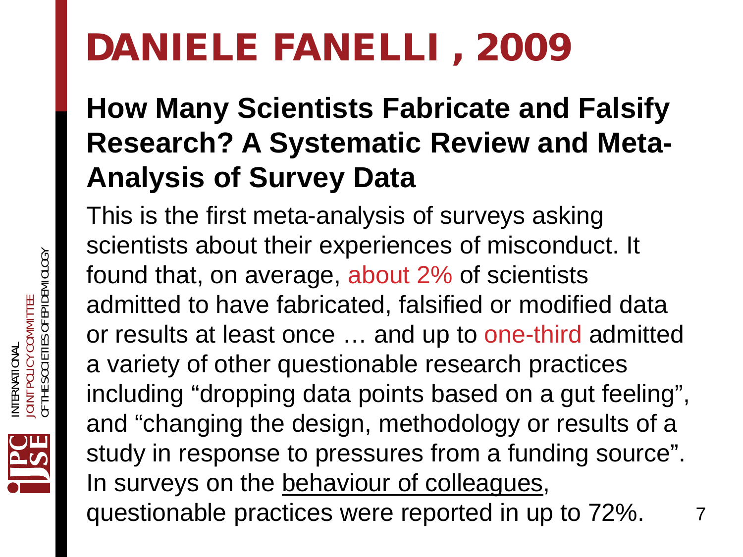# DANIELE FANELLI , 2009

## How Many Scientists Fabricate and Falsify Research? A Systematic Review and Meta-Analysis of Survey Data

This is the first meta-analysis of surveys asking scientists about their experiences of misconduct. It found that, on average, about 2% of scientists admitted to have fabricated, falsified or modified data or results at least once … and up to one-third admitted a variety of other questionable research practices including "dropping data points based on a gut feeling", and "changing the design, methodology or results of a study in response to pressures from a funding source". In surveys on the behaviour of colleagues, questionable practices were reported in up to 72%.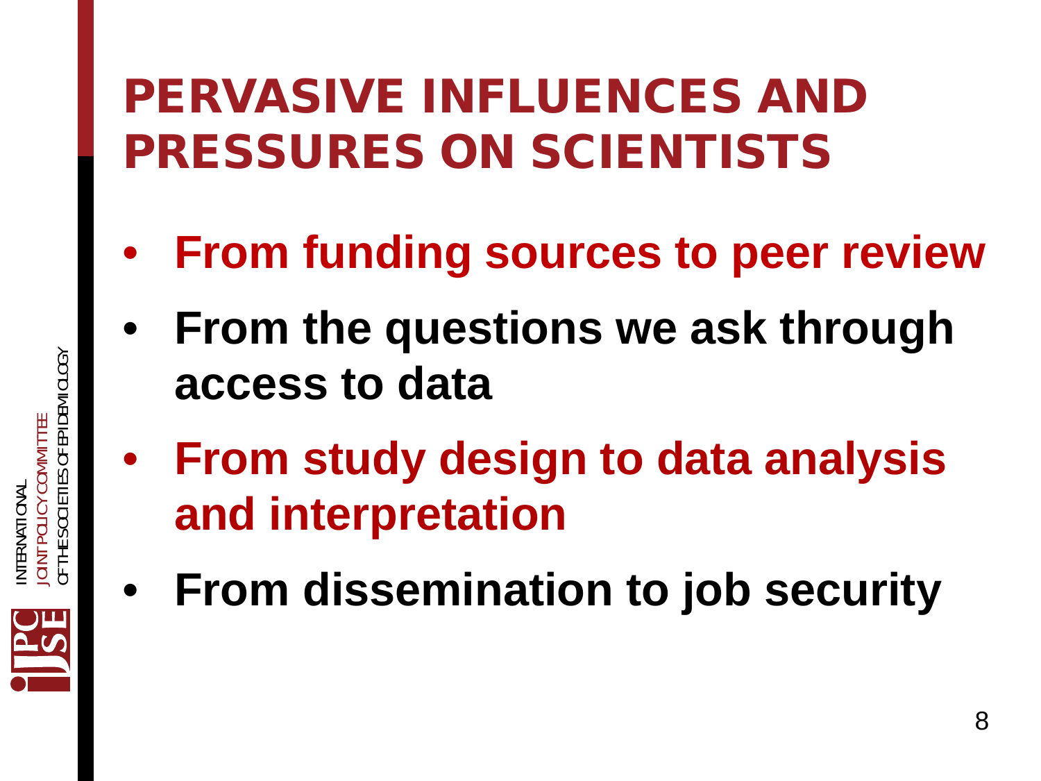# PERVASIVE INFLUENCES AND PRESSURES ON SCIENTISTS

- **From funding sources to peer review**
- **From the questions we ask through access to data**
- **From study design to data analysis and interpretation**
- **From dissemination to job security**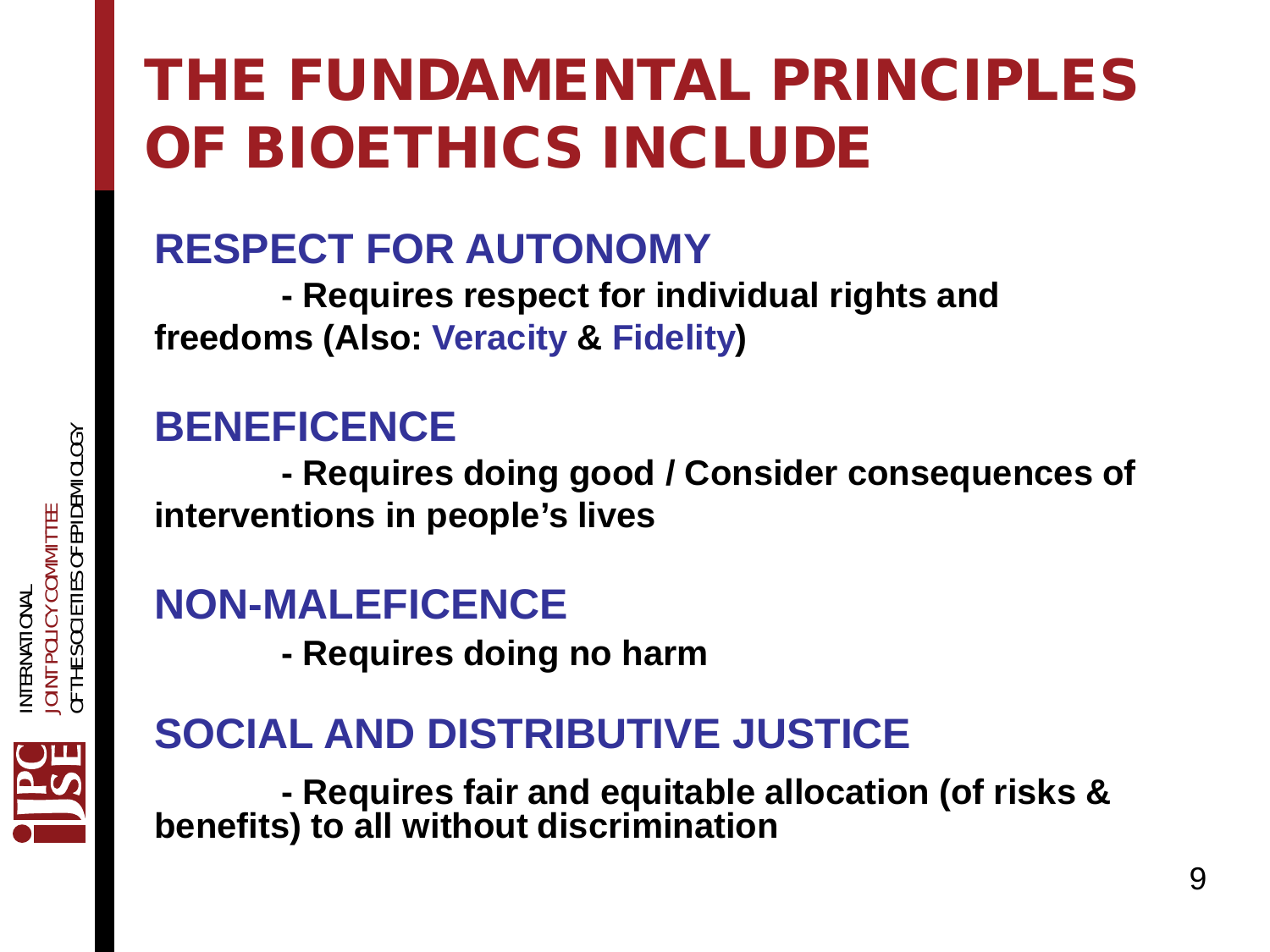# THE FUNDAMENTAL PRINCIPLES OF BIOETHICS INCLUDE

## RESPECT FOR AUTONOMY

**- Requires respect for individual rights and freedoms (Also: Veracity & Fidelity)**

## BENEFICENCE

**- Requires doing good / Consider consequences of interventions in people's lives**

## NON-MALEFICENCE

**- Requires doing no harm**

## SOCIAL AND DISTRIBUTIVE JUSTICE

**- Requires fair and equitable allocation (of risks & benefits) to all without discrimination**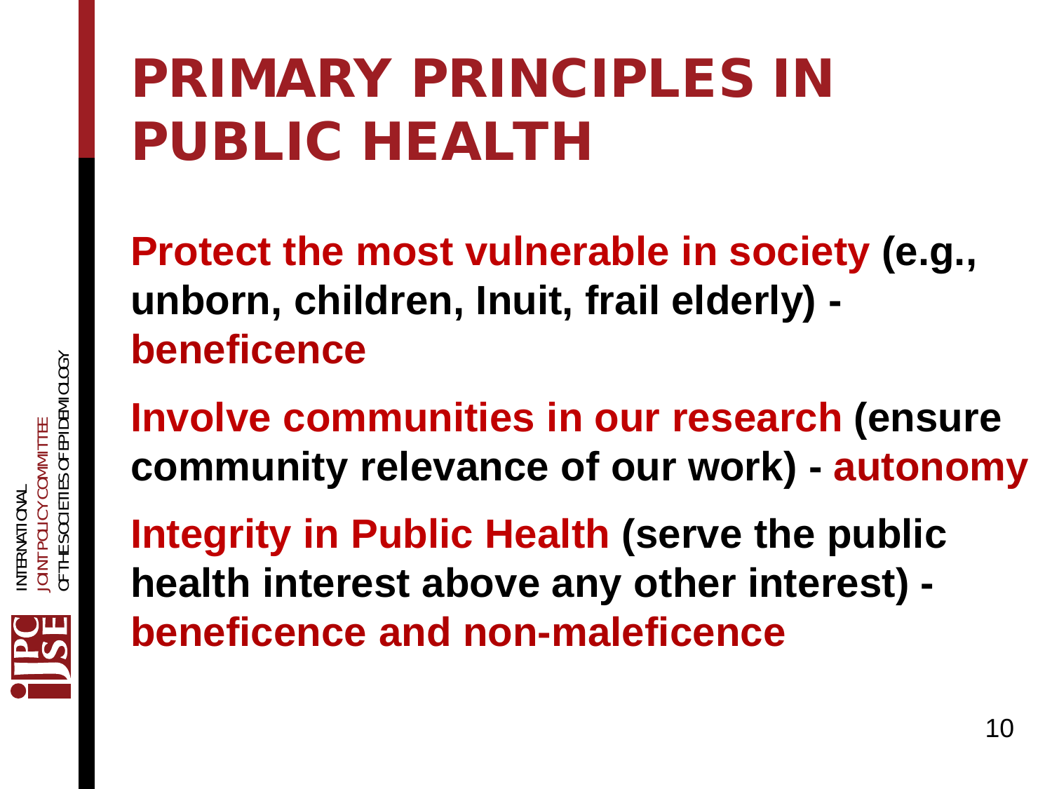# PRIMARY PRINCIPLES IN PUBLIC HEALTH

**Protect the most vulnerable in society (e.g., unborn, children, Inuit, frail elderly) - beneficence**

**Involve communities in our research (ensure community relevance of our work) - autonomy**

**Integrity in Public Health (serve the public health interest above any other interest) - beneficence and non-maleficence**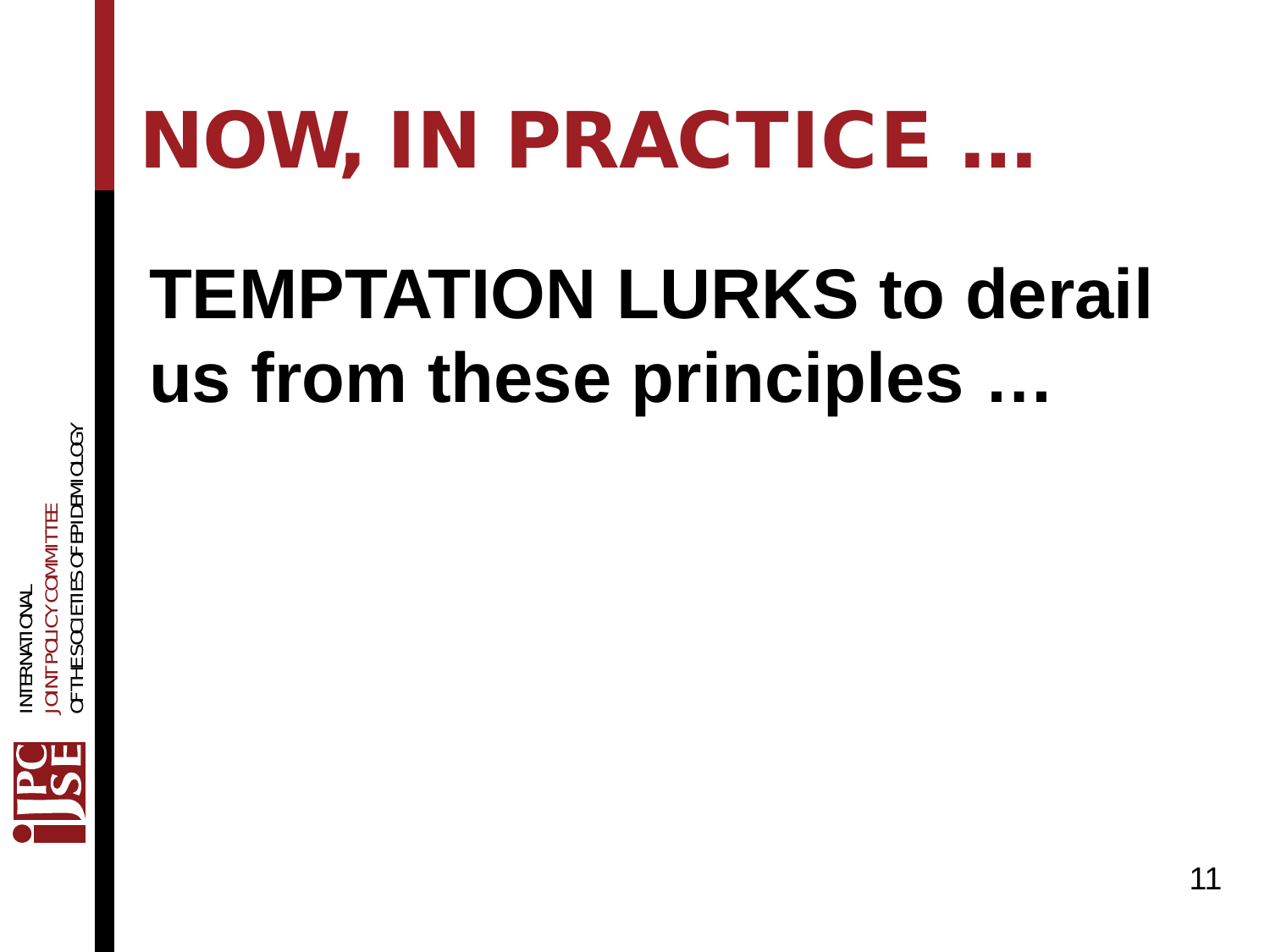# NOW, IN PRACTICE …

**TEMPTATION LURKS to derail us from these principles …**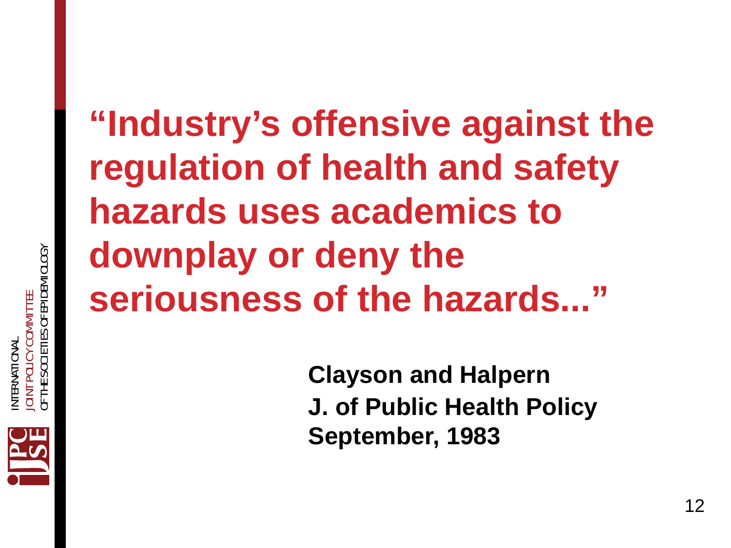**“Industry’s offensive against the regulation of health and safety hazards uses academics to downplay or deny the seriousness of the hazards...”**

**Clayson and Halpern**
**J. of Public Health Policy**
**September, 1983**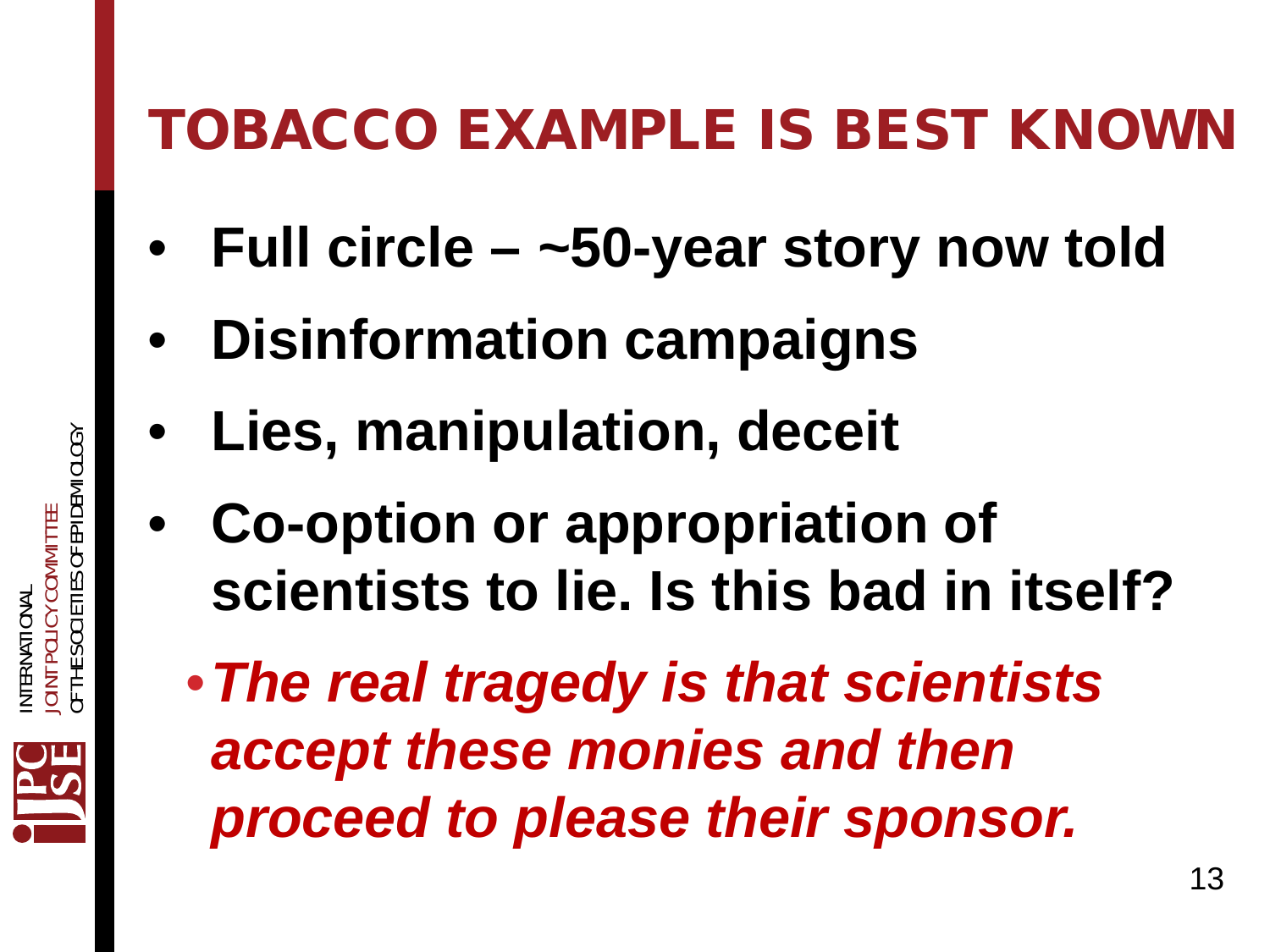# TOBACCO EXAMPLE IS BEST KNOWN

- **Full circle – ~50-year story now told**
- **Disinformation campaigns**
- **Lies, manipulation, deceit**
- **Co-option or appropriation of scientists to lie. Is this bad in itself?**
  - ***The real tragedy is that scientists accept these monies and then proceed to please their sponsor.***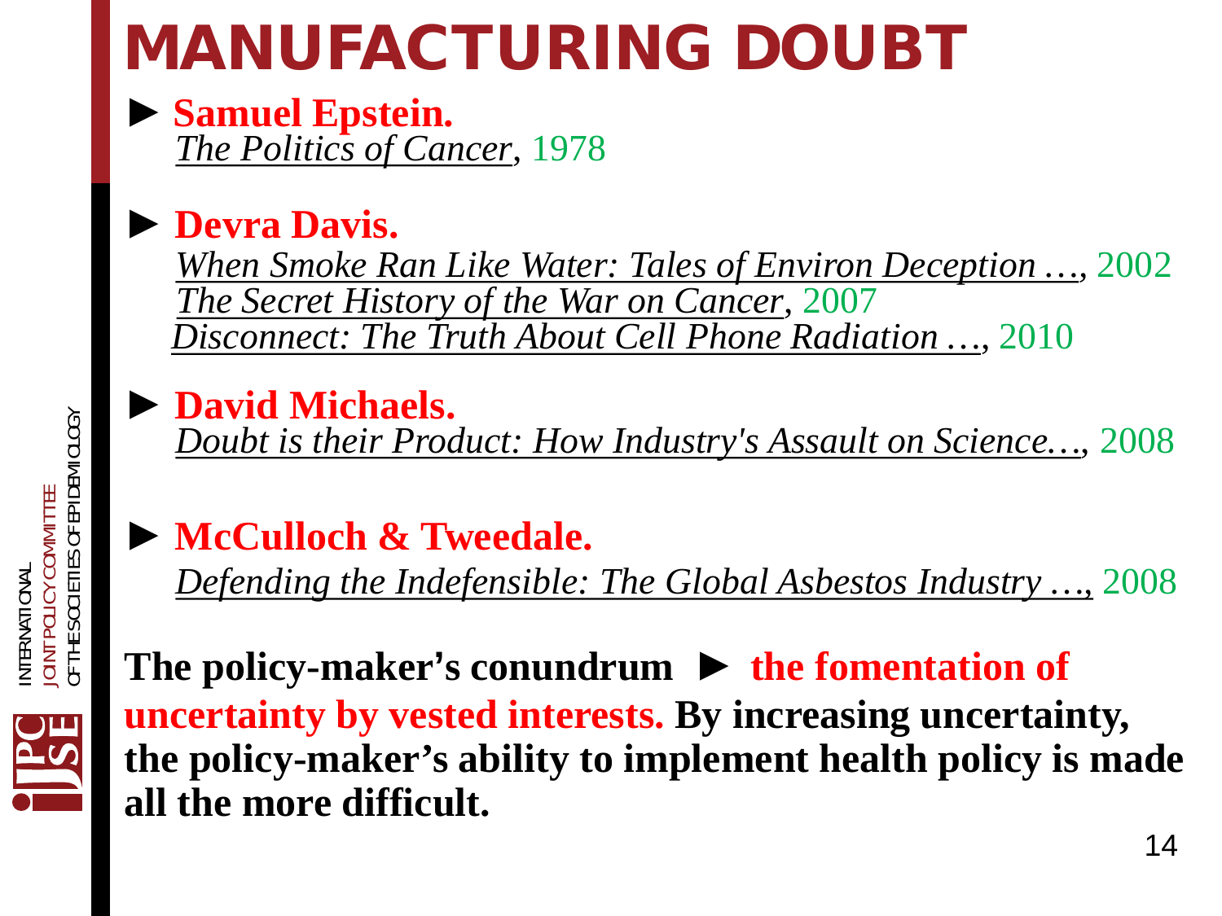# MANUFACTURING DOUBT

► **Samuel Epstein.**
*The Politics of Cancer*, 1978

► **Devra Davis.**
*When Smoke Ran Like Water: Tales of Environ Deception …*, 2002
*The Secret History of the War on Cancer*, 2007
*Disconnect: The Truth About Cell Phone Radiation …*, 2010

► **David Michaels.**
*Doubt is their Product: How Industry's Assault on Science…*, 2008

► **McCulloch & Tweedale.**
*Defending the Indefensible: The Global Asbestos Industry …*, 2008

**The policy-maker's conundrum ► the fomentation of uncertainty by vested interests. By increasing uncertainty, the policy-maker's ability to implement health policy is made all the more difficult.**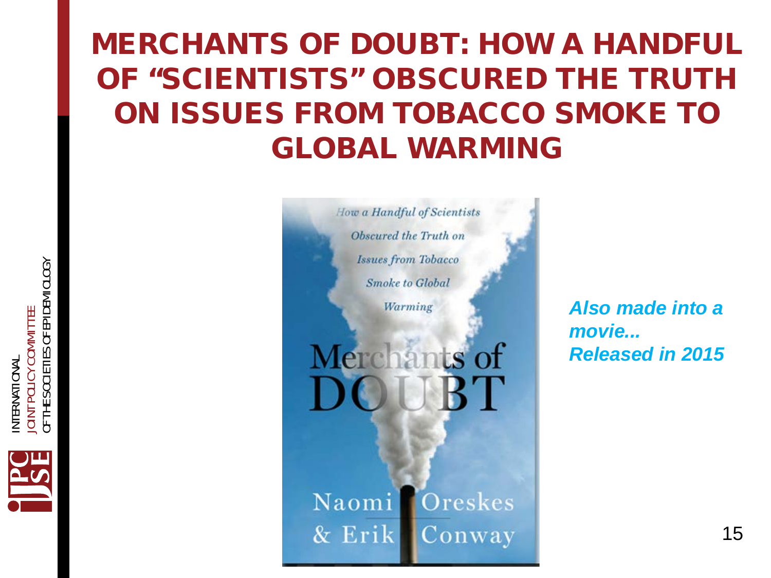# MERCHANTS OF DOUBT: HOW A HANDFUL OF "SCIENTISTS" OBSCURED THE TRUTH ON ISSUES FROM TOBACCO SMOKE TO GLOBAL WARMING

*How a Handful of Scientists Obscured the Truth on Issues from Tobacco Smoke to Global Warming*

Merchants of DOUBT

Naomi Oreskes & Erik Conway

***Also made into a movie... Released in 2015***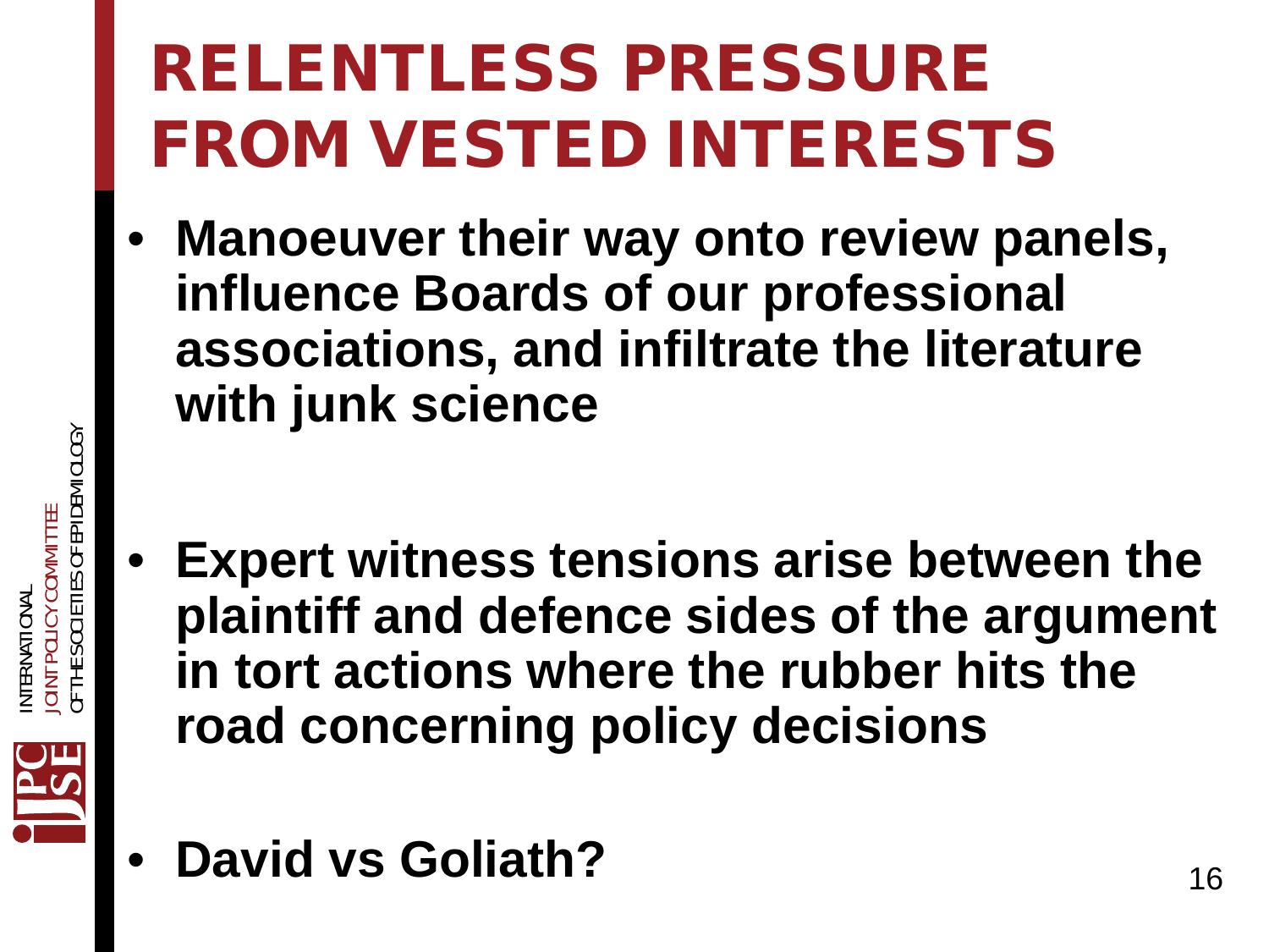# RELENTLESS PRESSURE FROM VESTED INTERESTS

- **Manoeuver their way onto review panels, influence Boards of our professional associations, and infiltrate the literature with junk science**

- **Expert witness tensions arise between the plaintiff and defence sides of the argument in tort actions where the rubber hits the road concerning policy decisions**

- **David vs Goliath?**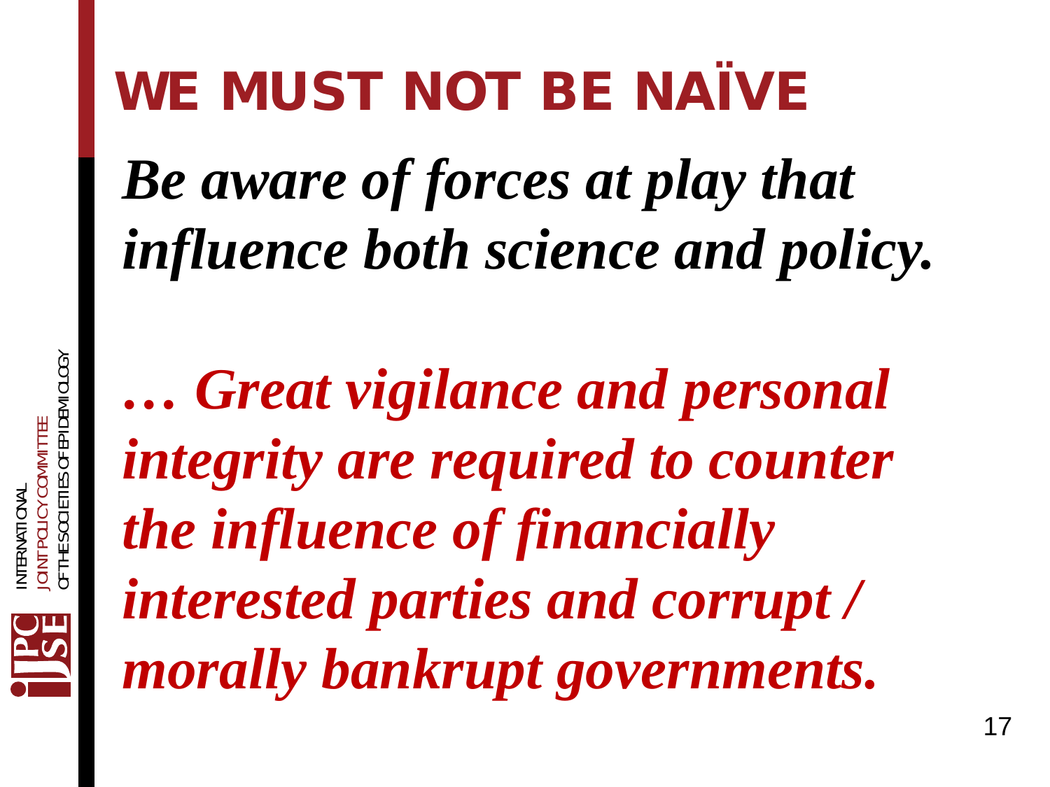# WE MUST NOT BE NAÏVE

***Be aware of forces at play that influence both science and policy.***

***… Great vigilance and personal integrity are required to counter the influence of financially interested parties and corrupt / morally bankrupt governments.***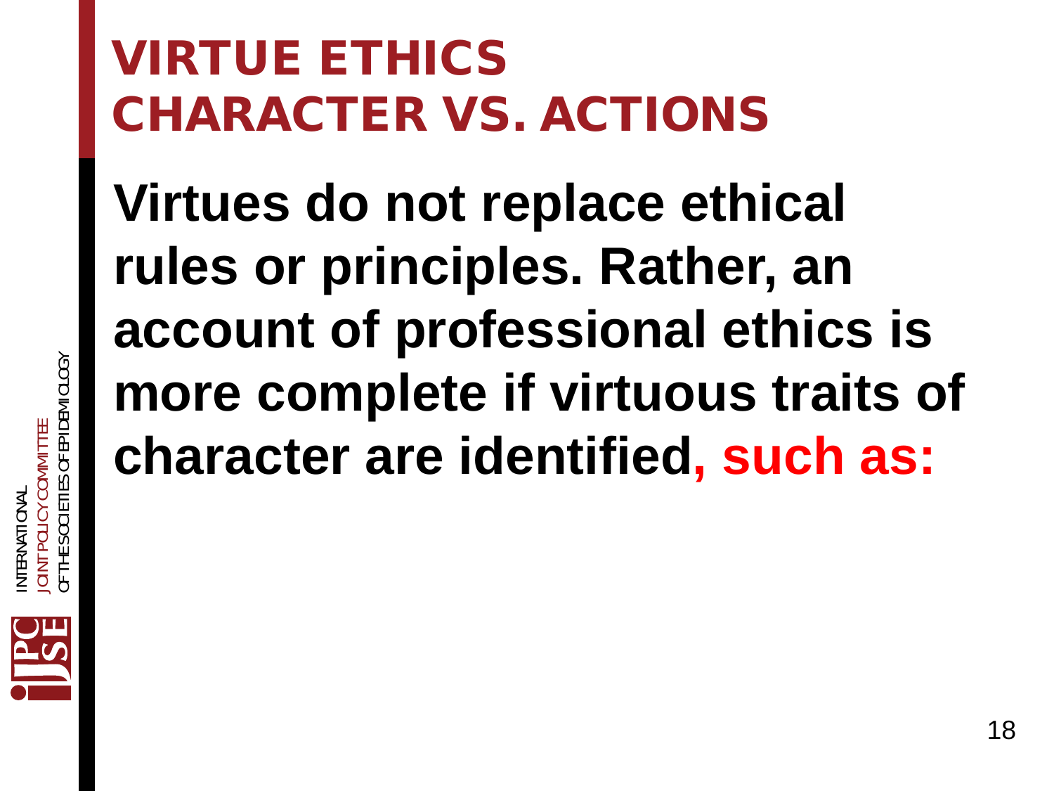# VIRTUE ETHICS
# CHARACTER VS. ACTIONS

**Virtues do not replace ethical rules or principles. Rather, an account of professional ethics is more complete if virtuous traits of character are identified, such as:**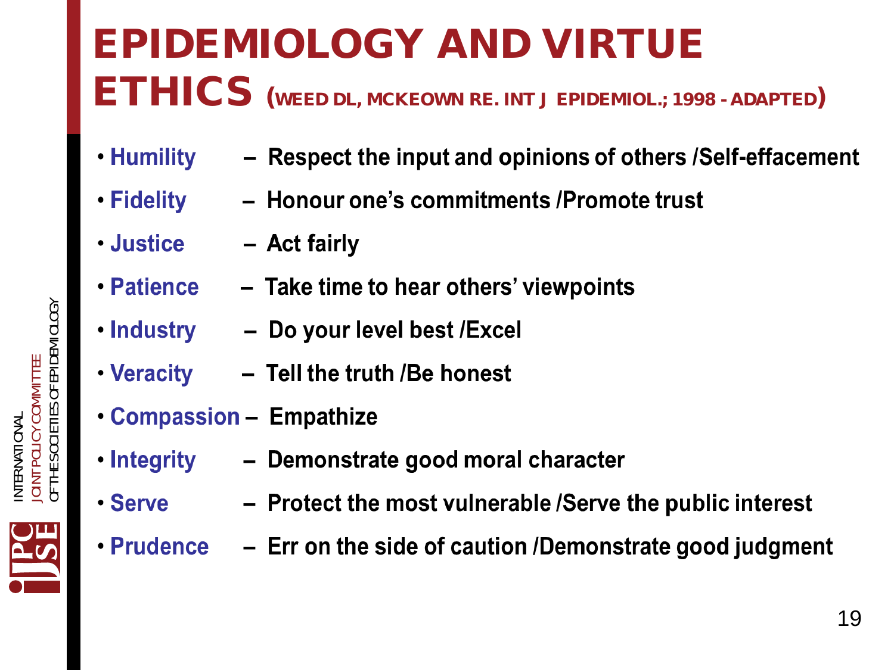# EPIDEMIOLOGY AND VIRTUE ETHICS (WEED DL, MCKEOWN RE. INT J EPIDEMIOL.; 1998 - ADAPTED)

- **Humility** – Respect the input and opinions of others /Self-effacement
- **Fidelity** – Honour one's commitments /Promote trust
- **Justice** – Act fairly
- **Patience** – Take time to hear others' viewpoints
- **Industry** – Do your level best /Excel
- **Veracity** – Tell the truth /Be honest
- **Compassion** – Empathize
- **Integrity** – Demonstrate good moral character
- **Serve** – Protect the most vulnerable /Serve the public interest
- **Prudence** – Err on the side of caution /Demonstrate good judgment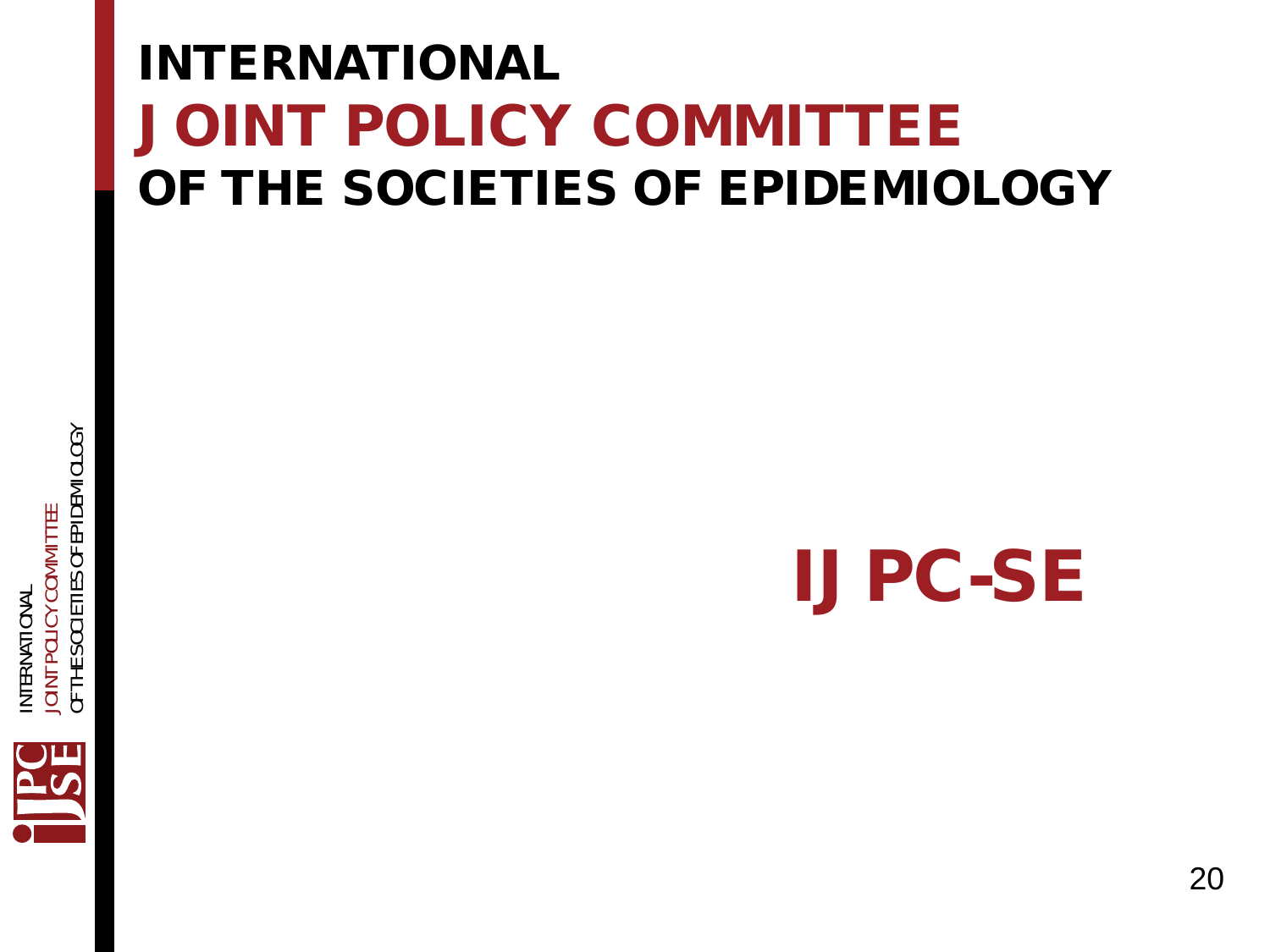# INTERNATIONAL
# JOINT POLICY COMMITTEE
# OF THE SOCIETIES OF EPIDEMIOLOGY

**IJPC-SE**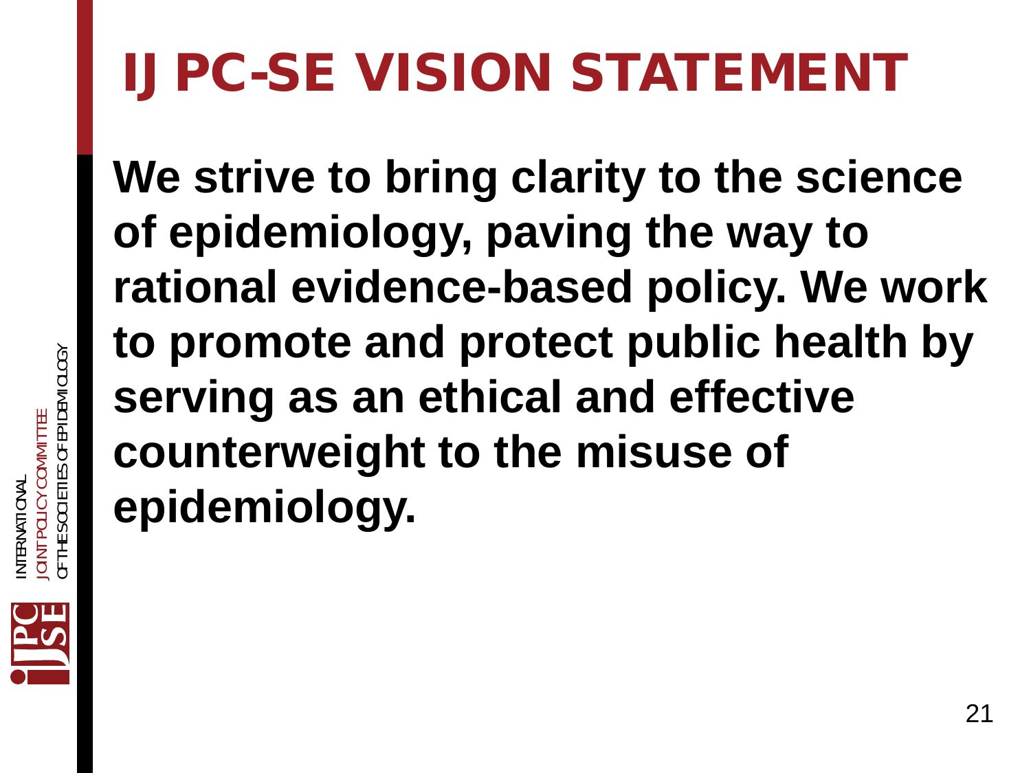# IJPC-SE VISION STATEMENT

**We strive to bring clarity to the science of epidemiology, paving the way to rational evidence-based policy. We work to promote and protect public health by serving as an ethical and effective counterweight to the misuse of epidemiology.**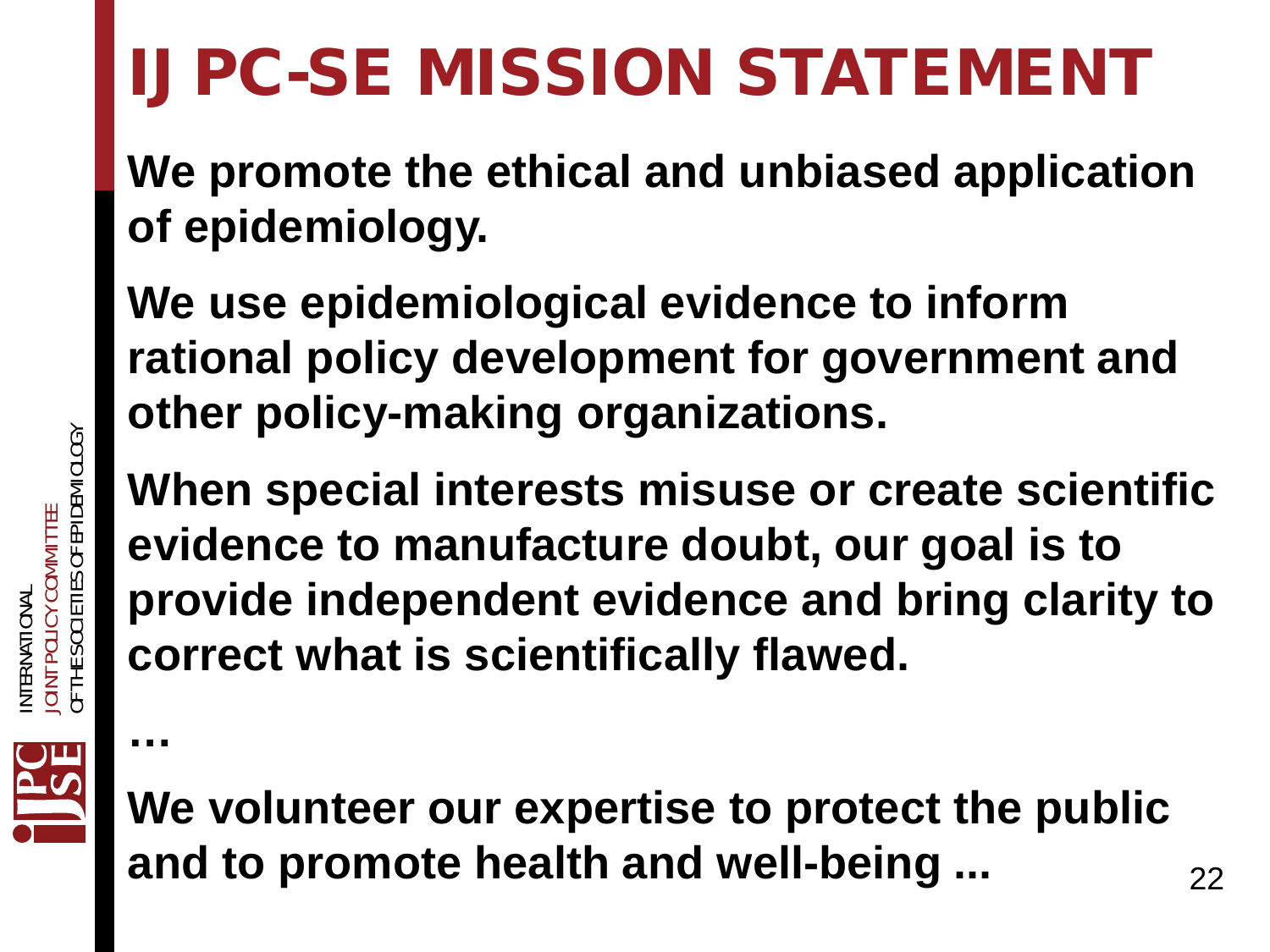# IJPC-SE MISSION STATEMENT

**We promote the ethical and unbiased application of epidemiology.**

**We use epidemiological evidence to inform rational policy development for government and other policy-making organizations.**

**When special interests misuse or create scientific evidence to manufacture doubt, our goal is to provide independent evidence and bring clarity to correct what is scientifically flawed.**

**…**

**We volunteer our expertise to protect the public and to promote health and well-being ...**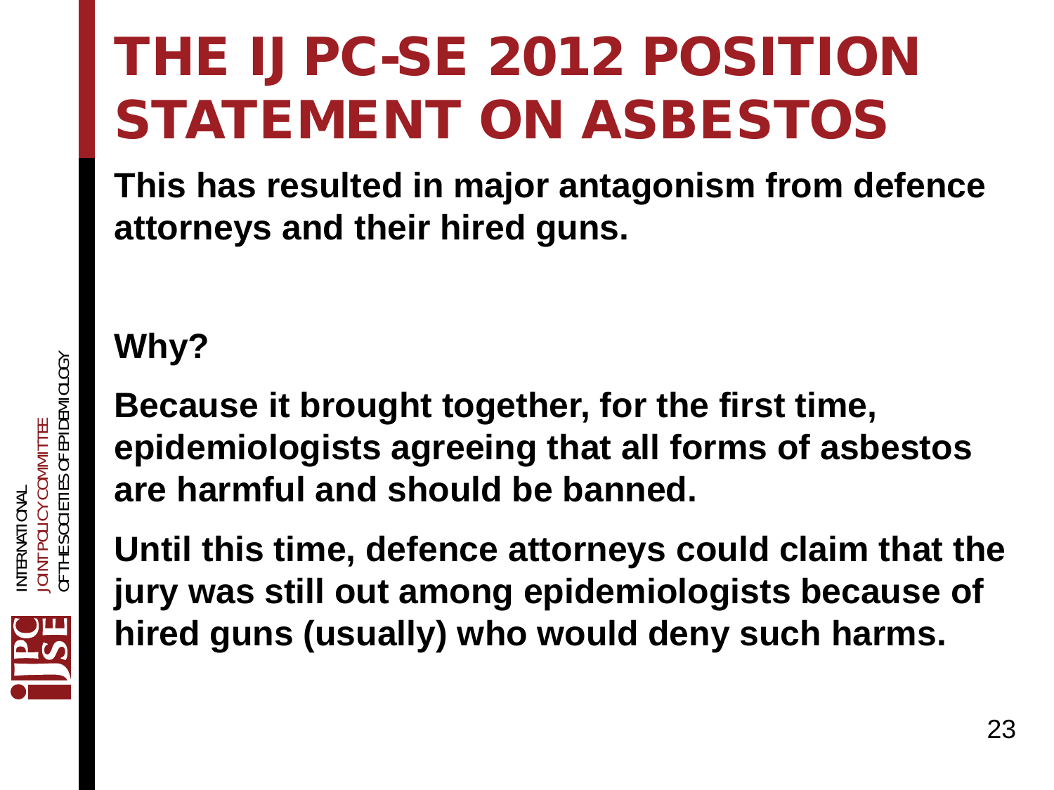# THE IJPC-SE 2012 POSITION STATEMENT ON ASBESTOS

**This has resulted in major antagonism from defence attorneys and their hired guns.**

**Why?**

**Because it brought together, for the first time, epidemiologists agreeing that all forms of asbestos are harmful and should be banned.**

**Until this time, defence attorneys could claim that the jury was still out among epidemiologists because of hired guns (usually) who would deny such harms.**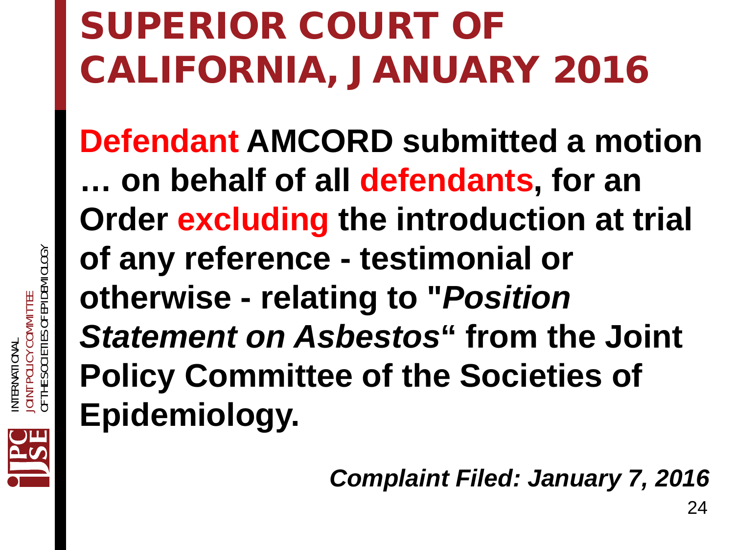# SUPERIOR COURT OF CALIFORNIA, JANUARY 2016

**Defendant AMCORD submitted a motion … on behalf of all defendants, for an Order excluding the introduction at trial of any reference - testimonial or otherwise - relating to "*Position Statement on Asbestos*" from the Joint Policy Committee of the Societies of Epidemiology.**

***Complaint Filed: January 7, 2016***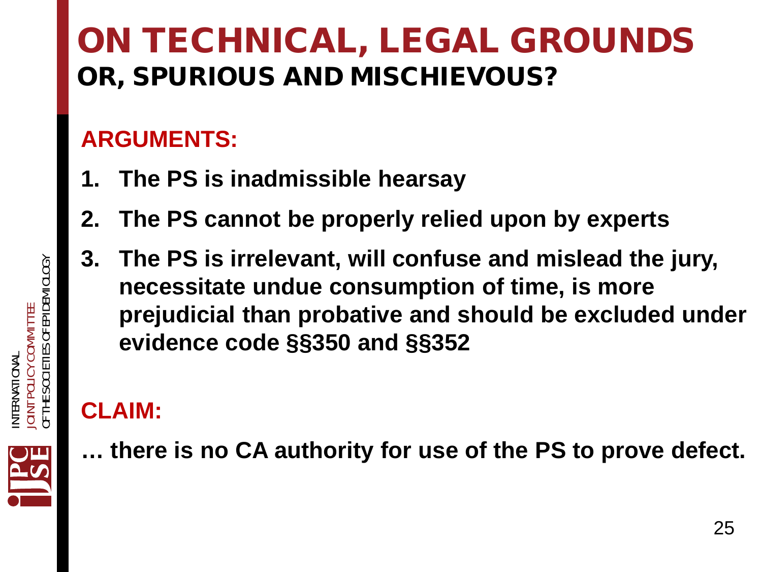# ON TECHNICAL, LEGAL GROUNDS

## OR, SPURIOUS AND MISCHIEVOUS?

**ARGUMENTS:**

1. **The PS is inadmissible hearsay**
2. **The PS cannot be properly relied upon by experts**
3. **The PS is irrelevant, will confuse and mislead the jury, necessitate undue consumption of time, is more prejudicial than probative and should be excluded under evidence code §§350 and §§352**

**CLAIM:**

**… there is no CA authority for use of the PS to prove defect.**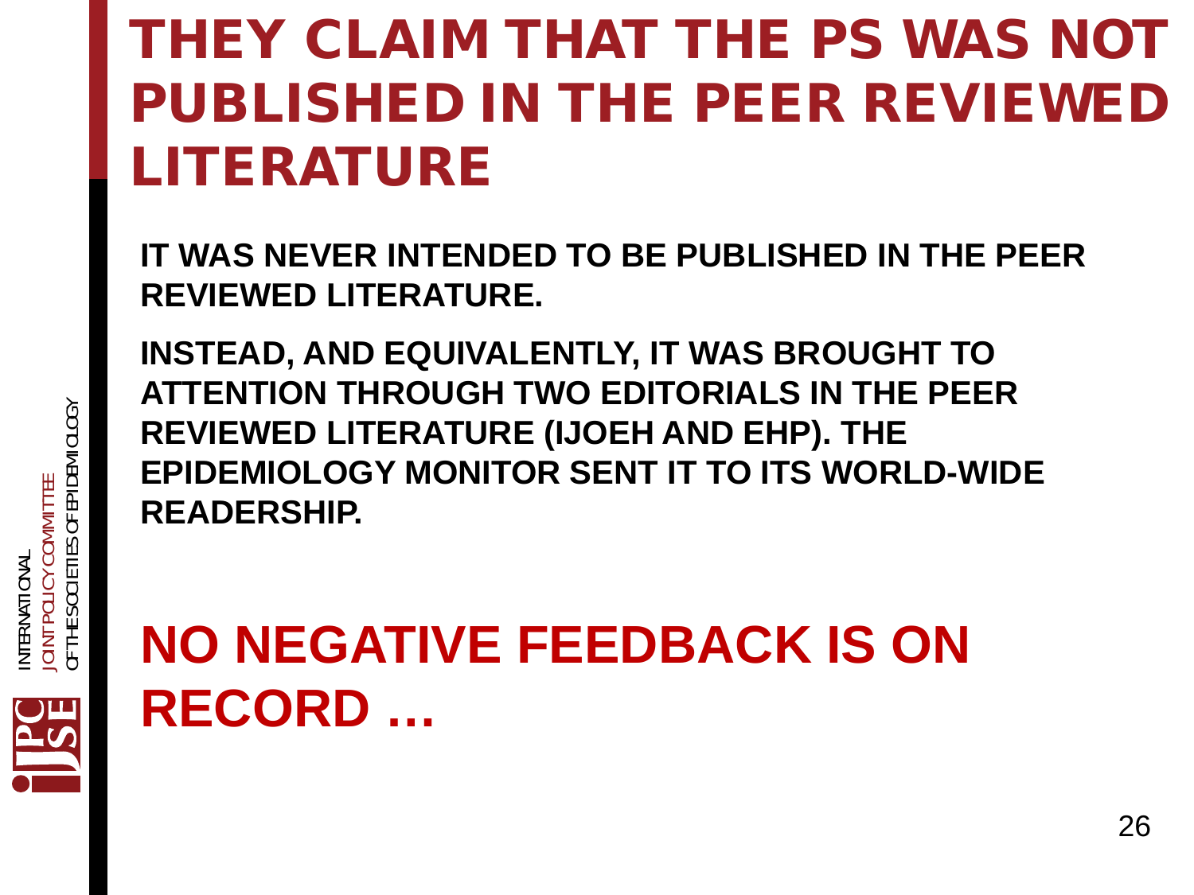# THEY CLAIM THAT THE PS WAS NOT PUBLISHED IN THE PEER REVIEWED LITERATURE

**IT WAS NEVER INTENDED TO BE PUBLISHED IN THE PEER REVIEWED LITERATURE.**

**INSTEAD, AND EQUIVALENTLY, IT WAS BROUGHT TO ATTENTION THROUGH TWO EDITORIALS IN THE PEER REVIEWED LITERATURE (IJOEH AND EHP). THE EPIDEMIOLOGY MONITOR SENT IT TO ITS WORLD-WIDE READERSHIP.**

**NO NEGATIVE FEEDBACK IS ON RECORD …**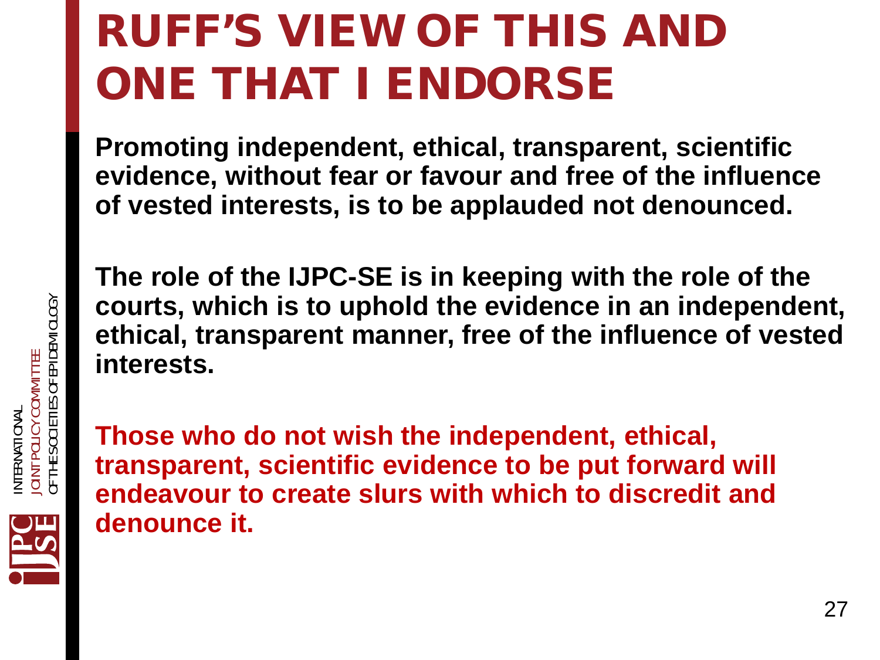# RUFF'S VIEW OF THIS AND ONE THAT I ENDORSE

**Promoting independent, ethical, transparent, scientific evidence, without fear or favour and free of the influence of vested interests, is to be applauded not denounced.**

**The role of the IJPC-SE is in keeping with the role of the courts, which is to uphold the evidence in an independent, ethical, transparent manner, free of the influence of vested interests.**

**Those who do not wish the independent, ethical, transparent, scientific evidence to be put forward will endeavour to create slurs with which to discredit and denounce it.**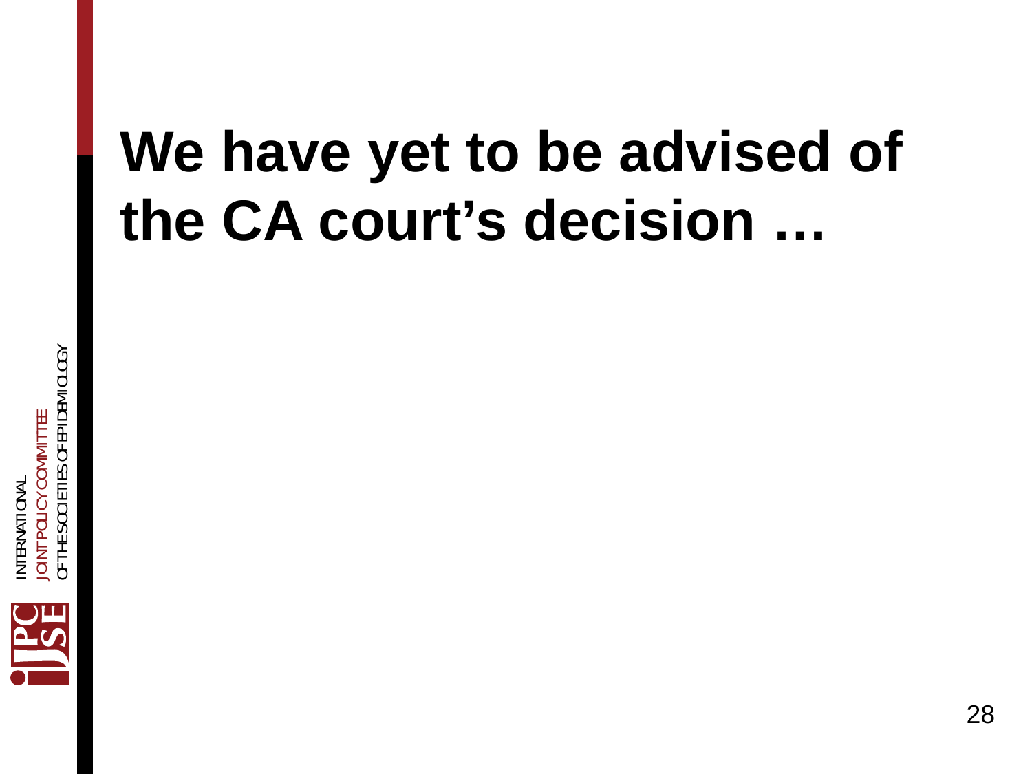# We have yet to be advised of the CA court's decision …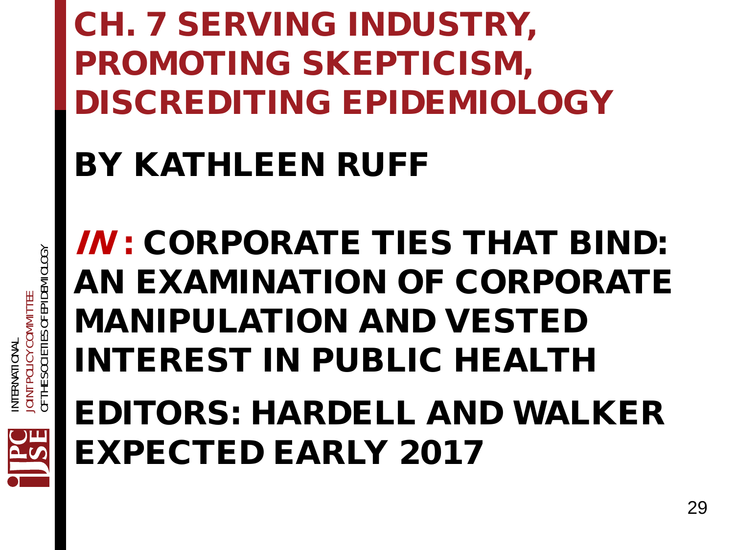# CH. 7 SERVING INDUSTRY, PROMOTING SKEPTICISM, DISCREDITING EPIDEMIOLOGY

**BY KATHLEEN RUFF**

***IN*: CORPORATE TIES THAT BIND: AN EXAMINATION OF CORPORATE MANIPULATION AND VESTED INTEREST IN PUBLIC HEALTH**

**EDITORS: HARDELL AND WALKER**

**EXPECTED EARLY 2017**

INTERNATIONAL JOINT POLICY COMMITTEE OF THE SOCIETIES OF EPIDEMIOLOGY

IJPC-SE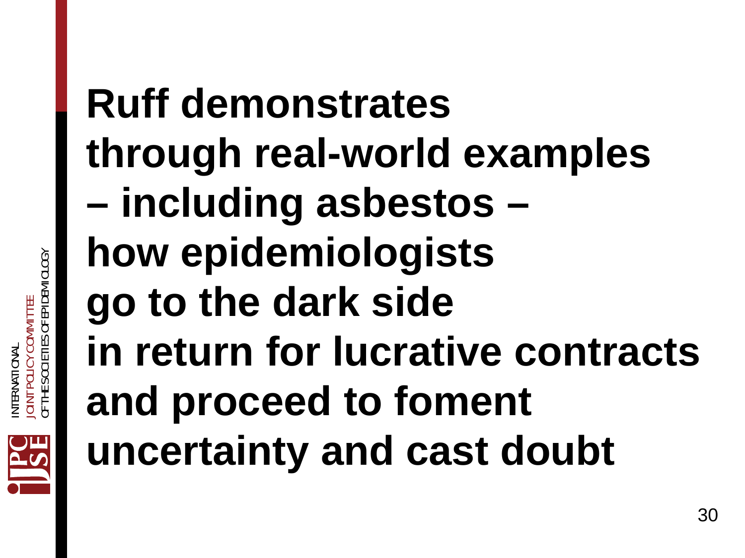**Ruff demonstrates through real-world examples – including asbestos – how epidemiologists go to the dark side in return for lucrative contracts and proceed to foment uncertainty and cast doubt**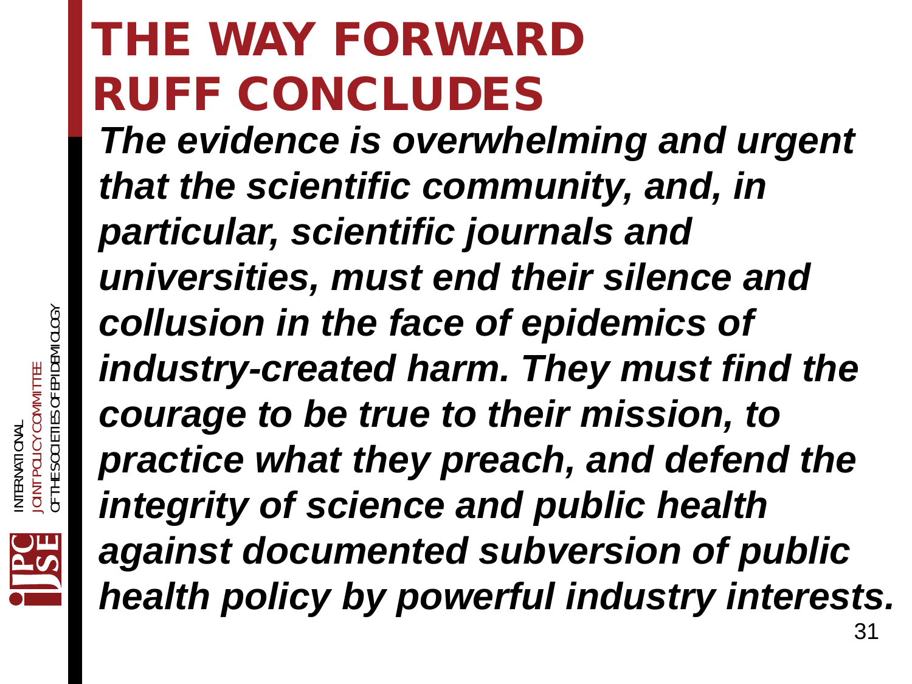# THE WAY FORWARD RUFF CONCLUDES

***The evidence is overwhelming and urgent that the scientific community, and, in particular, scientific journals and universities, must end their silence and collusion in the face of epidemics of industry-created harm. They must find the courage to be true to their mission, to practice what they preach, and defend the integrity of science and public health against documented subversion of public health policy by powerful industry interests.***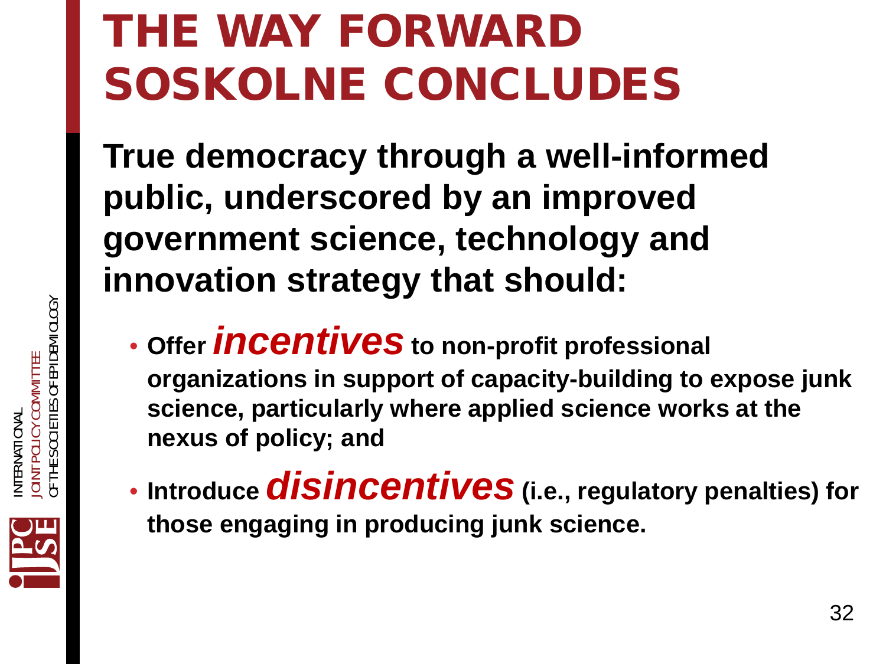# THE WAY FORWARD SOSKOLNE CONCLUDES

**True democracy through a well-informed public, underscored by an improved government science, technology and innovation strategy that should:**

- **Offer *incentives* to non-profit professional organizations in support of capacity-building to expose junk science, particularly where applied science works at the nexus of policy; and**
- **Introduce *disincentives* (i.e., regulatory penalties) for those engaging in producing junk science.**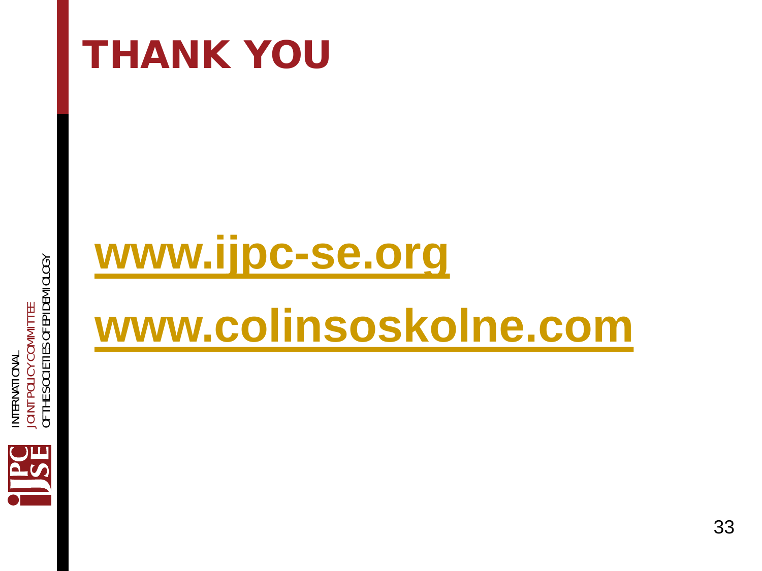# THANK YOU

www.ijpc-se.org

www.colinsoskolne.com